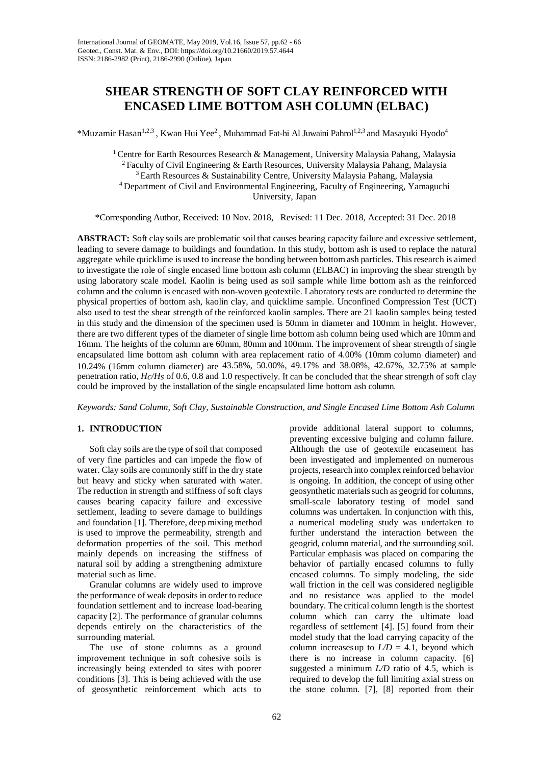# SHEAR STRENGTH OF SOFT CLAY REINFORCED WITH ENCASED LIME BOTTOM ASH COLUMN (ELBAC)

*Muzamir Hasan[1,2,3], Kwan Hui Yee[2], Muhammad Fat-hi Al Juwaini Pahrol[1,2,3] and Masayuki Hyodo[4]

[1] Centre for Earth Resources Research & Management, University Malaysia Pahang, Malaysia
[2] Faculty of Civil Engineering & Earth Resources, University Malaysia Pahang, Malaysia
[3] Earth Resources & Sustainability Centre, University Malaysia Pahang, Malaysia
[4] Department of Civil and Environmental Engineering, Faculty of Engineering, Yamaguchi University, Japan

*Corresponding Author, Received: 10 Nov. 2018, Revised: 11 Dec. 2018, Accepted: 31 Dec. 2018

**ABSTRACT:** Soft clay soils are problematic soil that causes bearing capacity failure and excessive settlement, leading to severe damage to buildings and foundation. In this study, bottom ash is used to replace the natural aggregate while quicklime is used to increase the bonding between bottom ash particles. This research is aimed to investigate the role of single encased lime bottom ash column (ELBAC) in improving the shear strength by using laboratory scale model. Kaolin is being used as soil sample while lime bottom ash as the reinforced column and the column is encased with non-woven geotextile. Laboratory tests are conducted to determine the physical properties of bottom ash, kaolin clay, and quicklime sample. Unconfined Compression Test (UCT) also used to test the shear strength of the reinforced kaolin samples. There are 21 kaolin samples being tested in this study and the dimension of the specimen used is 50mm in diameter and 100mm in height. However, there are two different types of the diameter of single lime bottom ash column being used which are 10mm and 16mm. The heights of the column are 60mm, 80mm and 100mm. The improvement of shear strength of single encapsulated lime bottom ash column with area replacement ratio of 4.00% (10mm column diameter) and 10.24% (16mm column diameter) are 43.58%, 50.00%, 49.17% and 38.08%, 42.67%, 32.75% at sample penetration ratio, $H_c/H_s$ of 0.6, 0.8 and 1.0 respectively. It can be concluded that the shear strength of soft clay could be improved by the installation of the single encapsulated lime bottom ash column.

*Keywords: Sand Column, Soft Clay, Sustainable Construction, and Single Encased Lime Bottom Ash Column*

## 1. INTRODUCTION

Soft clay soils are the type of soil that composed of very fine particles and can impede the flow of water. Clay soils are commonly stiff in the dry state but heavy and sticky when saturated with water. The reduction in strength and stiffness of soft clays causes bearing capacity failure and excessive settlement, leading to severe damage to buildings and foundation [1]. Therefore, deep mixing method is used to improve the permeability, strength and deformation properties of the soil. This method mainly depends on increasing the stiffness of natural soil by adding a strengthening admixture material such as lime.

Granular columns are widely used to improve the performance of weak deposits in order to reduce foundation settlement and to increase load-bearing capacity [2]. The performance of granular columns depends entirely on the characteristics of the surrounding material.

The use of stone columns as a ground improvement technique in soft cohesive soils is increasingly being extended to sites with poorer conditions [3]. This is being achieved with the use of geosynthetic reinforcement which acts to provide additional lateral support to columns, preventing excessive bulging and column failure. Although the use of geotextile encasement has been investigated and implemented on numerous projects, research into complex reinforced behavior is ongoing. In addition, the concept of using other geosynthetic materials such as geogrid for columns, small-scale laboratory testing of model sand columns was undertaken. In conjunction with this, a numerical modeling study was undertaken to further understand the interaction between the geogrid, column material, and the surrounding soil. Particular emphasis was placed on comparing the behavior of partially encased columns to fully encased columns. To simply modeling, the side wall friction in the cell was considered negligible and no resistance was applied to the model boundary. The critical column length is the shortest column which can carry the ultimate load regardless of settlement [4]. [5] found from their model study that the load carrying capacity of the column increases up to $L/D = 4.1$, beyond which there is no increase in column capacity. [6] suggested a minimum $L/D$ ratio of 4.5, which is required to develop the full limiting axial stress on the stone column. [7], [8] reported from their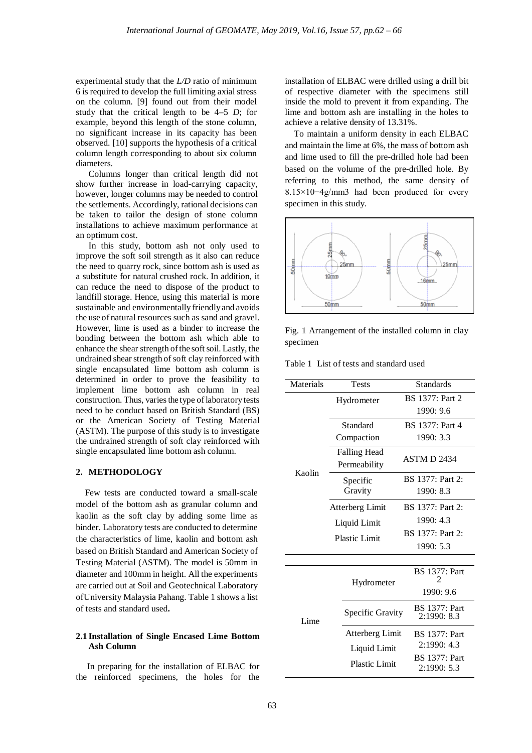experimental study that the *L/D* ratio of minimum 6 is required to develop the full limiting axial stress on the column. [9] found out from their model study that the critical length to be 4–5 *D*; for example, beyond this length of the stone column, no significant increase in its capacity has been observed. [10] supports the hypothesis of a critical column length corresponding to about six column diameters.

Columns longer than critical length did not show further increase in load-carrying capacity, however, longer columns may be needed to control the settlements. Accordingly, rational decisions can be taken to tailor the design of stone column installations to achieve maximum performance at an optimum cost.

In this study, bottom ash not only used to improve the soft soil strength as it also can reduce the need to quarry rock, since bottom ash is used as a substitute for natural crushed rock. In addition, it can reduce the need to dispose of the product to landfill storage. Hence, using this material is more sustainable and environmentally friendly and avoids the use of natural resources such as sand and gravel. However, lime is used as a binder to increase the bonding between the bottom ash which able to enhance the shear strength of the soft soil. Lastly, the undrained shear strength of soft clay reinforced with single encapsulated lime bottom ash column is determined in order to prove the feasibility to implement lime bottom ash column in real construction. Thus, varies the type of laboratory tests need to be conduct based on British Standard (BS) or the American Society of Testing Material (ASTM). The purpose of this study is to investigate the undrained strength of soft clay reinforced with single encapsulated lime bottom ash column.

## 2. METHODOLOGY

Few tests are conducted toward a small-scale model of the bottom ash as granular column and kaolin as the soft clay by adding some lime as binder. Laboratory tests are conducted to determine the characteristics of lime, kaolin and bottom ash based on British Standard and American Society of Testing Material (ASTM). The model is 50mm in diameter and 100mm in height. All the experiments are carried out at Soil and Geotechnical Laboratory ofUniversity Malaysia Pahang. Table 1 shows a list of tests and standard used**.**

### 2.1 Installation of Single Encased Lime Bottom Ash Column

In preparing for the installation of ELBAC for the reinforced specimens, the holes for the installation of ELBAC were drilled using a drill bit of respective diameter with the specimens still inside the mold to prevent it from expanding. The lime and bottom ash are installing in the holes to achieve a relative density of 13.31%.

To maintain a uniform density in each ELBAC and maintain the lime at 6%, the mass of bottom ash and lime used to fill the pre-drilled hole had been based on the volume of the pre-drilled hole. By referring to this method, the same density of $8.15{\times}10^{-4}$g/mm3 had been produced for every specimen in this study.

Fig. 1 Arrangement of the installed column in clay specimen

Table 1 List of tests and standard used

| Materials | Tests | Standards |
|---|---|---|
| Kaolin | Hydrometer | BS 1377: Part 2 1990: 9.6 |
| | Standard Compaction | BS 1377: Part 4 1990: 3.3 |
| | Falling Head Permeability | ASTM D 2434 |
| | Specific Gravity | BS 1377: Part 2: 1990: 8.3 |
| | Atterberg Limit Liquid Limit | BS 1377: Part 2: 1990: 4.3 |
| | Plastic Limit | BS 1377: Part 2: 1990: 5.3 |
| Lime | Hydrometer | BS 1377: Part 2 1990: 9.6 |
| | Specific Gravity | BS 1377: Part 2:1990: 8.3 |
| | Atterberg Limit Liquid Limit | BS 1377: Part 2:1990: 4.3 |
| | Plastic Limit | BS 1377: Part 2:1990: 5.3 |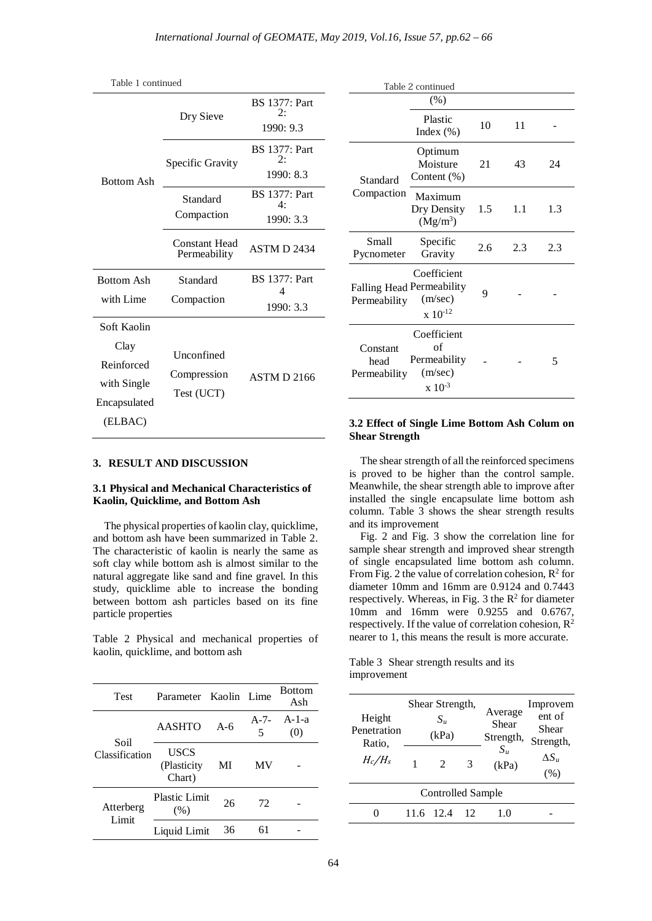Table 1 continued

| | | |
|---|---|---|
| Bottom Ash | Dry Sieve | BS 1377: Part 2: 1990: 9.3 |
| | Specific Gravity | BS 1377: Part 2: 1990: 8.3 |
| | Standard Compaction | BS 1377: Part 4: 1990: 3.3 |
| | Constant Head Permeability | ASTM D 2434 |
| Bottom Ash with Lime | Standard Compaction | BS 1377: Part 4 1990: 3.3 |
| Soft Kaolin Clay Reinforced with Single Encapsulated (ELBAC) | Unconfined Compression Test (UCT) | ASTM D 2166 |

## 3. RESULT AND DISCUSSION

### 3.1 Physical and Mechanical Characteristics of Kaolin, Quicklime, and Bottom Ash

The physical properties of kaolin clay, quicklime, and bottom ash have been summarized in Table 2. The characteristic of kaolin is nearly the same as soft clay while bottom ash is almost similar to the natural aggregate like sand and fine gravel. In this study, quicklime able to increase the bonding between bottom ash particles based on its fine particle properties

Table 2 Physical and mechanical properties of kaolin, quicklime, and bottom ash

| Test | Parameter | Kaolin | Lime | Bottom Ash |
|---|---|---|---|---|
| Soil Classification | AASHTO | A-6 | A-7-5 | A-1-a (0) |
| | USCS (Plasticity Chart) | MI | MV | - |
| Atterberg Limit | Plastic Limit (%) | 26 | 72 | - |
| | Liquid Limit (%) | 36 | 61 | - |
| | Plastic Index (%) | 10 | 11 | - |
| Standard Compaction | Optimum Moisture Content (%) | 21 | 43 | 24 |
| | Maximum Dry Density ($Mg/m^3$) | 1.5 | 1.1 | 1.3 |
| Small Pycnometer | Specific Gravity | 2.6 | 2.3 | 2.3 |
| Falling Head Permeability | Coefficient Permeability (m/sec) $x\ 10^{-12}$ | 9 | - | - |
| Constant head Permeability | Coefficient of Permeability (m/sec) $x\ 10^{-3}$ | - | - | 5 |

### 3.2 Effect of Single Lime Bottom Ash Colum on Shear Strength

The shear strength of all the reinforced specimens is proved to be higher than the control sample. Meanwhile, the shear strength able to improve after installed the single encapsulate lime bottom ash column. Table 3 shows the shear strength results and its improvement

Fig. 2 and Fig. 3 show the correlation line for sample shear strength and improved shear strength of single encapsulated lime bottom ash column. From Fig. 2 the value of correlation cohesion, $R^2$ for diameter 10mm and 16mm are 0.9124 and 0.7443 respectively. Whereas, in Fig. 3 the $R^2$ for diameter 10mm and 16mm were 0.9255 and 0.6767, respectively. If the value of correlation cohesion, $R^2$ nearer to 1, this means the result is more accurate.

Table 3 Shear strength results and its improvement

| Height Penetration Ratio, $H_c/H_s$ | Shear Strength, $S_u$ (kPa) | | | Average Shear Strength, $S_u$ (kPa) | Improvement of Shear Strength, $\Delta S_u$ (%) |
|---|---|---|---|---|---|
| | 1 | 2 | 3 | | |
| Controlled Sample | | | | | |
| 0 | 11.6 | 12.4 | 12 | 1.0 | - |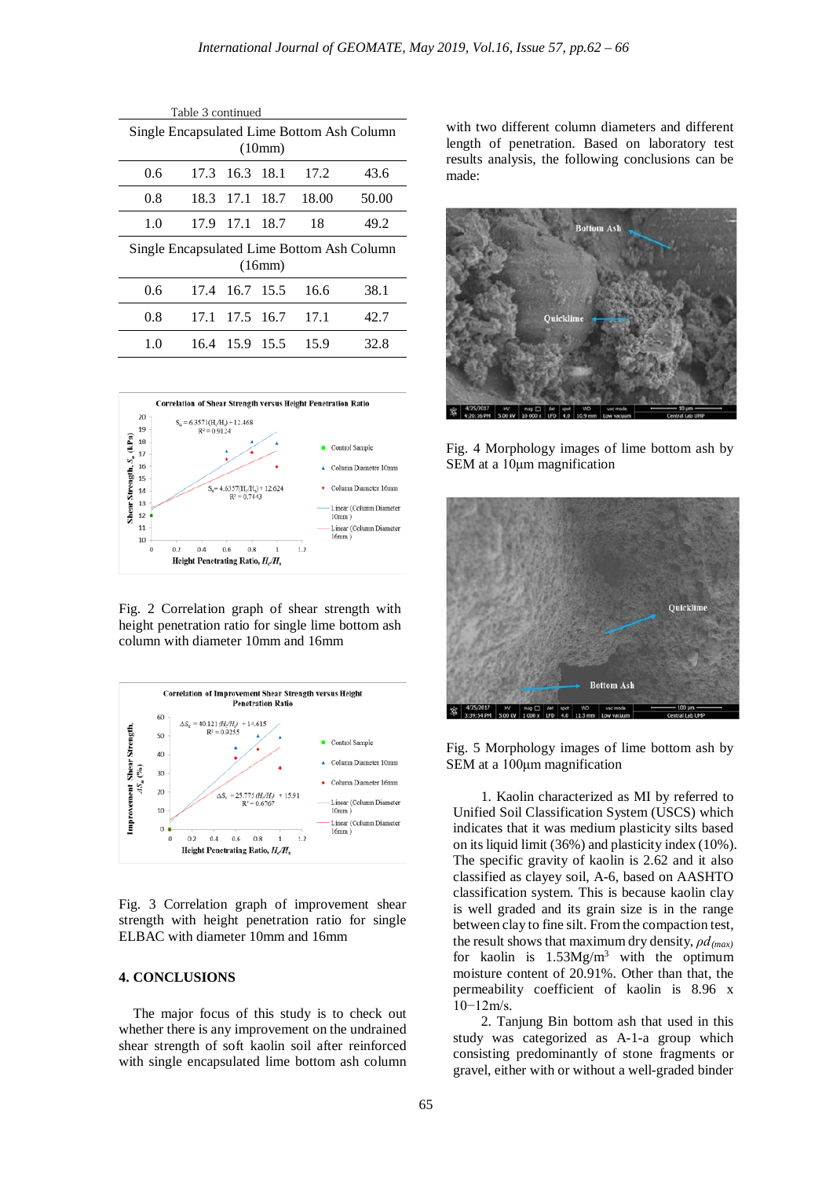Table 3 continued

| Single Encapsulated Lime Bottom Ash Column (10mm) | | | | | |
|---|---|---|---|---|---|
| 0.6 | 17.3 | 16.3 | 18.1 | 17.2 | 43.6 |
| 0.8 | 18.3 | 17.1 | 18.7 | 18.00 | 50.00 |
| 1.0 | 17.9 | 17.1 | 18.7 | 18 | 49.2 |
| Single Encapsulated Lime Bottom Ash Column (16mm) | | | | | |
| 0.6 | 17.4 | 16.7 | 15.5 | 16.6 | 38.1 |
| 0.8 | 17.1 | 17.5 | 16.7 | 17.1 | 42.7 |
| 1.0 | 16.4 | 15.9 | 15.5 | 15.9 | 32.8 |

Fig. 2 Correlation graph of shear strength with height penetration ratio for single lime bottom ash column with diameter 10mm and 16mm

Fig. 3 Correlation graph of improvement shear strength with height penetration ratio for single ELBAC with diameter 10mm and 16mm

## 4. CONCLUSIONS

The major focus of this study is to check out whether there is any improvement on the undrained shear strength of soft kaolin soil after reinforced with single encapsulated lime bottom ash column with two different column diameters and different length of penetration. Based on laboratory test results analysis, the following conclusions can be made:

Fig. 4 Morphology images of lime bottom ash by SEM at a 10µm magnification

Fig. 5 Morphology images of lime bottom ash by SEM at a 100µm magnification

1. Kaolin characterized as MI by referred to Unified Soil Classification System (USCS) which indicates that it was medium plasticity silts based on its liquid limit (36%) and plasticity index (10%). The specific gravity of kaolin is 2.62 and it also classified as clayey soil, A-6, based on AASHTO classification system. This is because kaolin clay is well graded and its grain size is in the range between clay to fine silt. From the compaction test, the result shows that maximum dry density, $\rho d_{(max)}$ for kaolin is 1.53Mg/m$^3$ with the optimum moisture content of 20.91%. Other than that, the permeability coefficient of kaolin is 8.96 x 10−12m/s.

2. Tanjung Bin bottom ash that used in this study was categorized as A-1-a group which consisting predominantly of stone fragments or gravel, either with or without a well-graded binder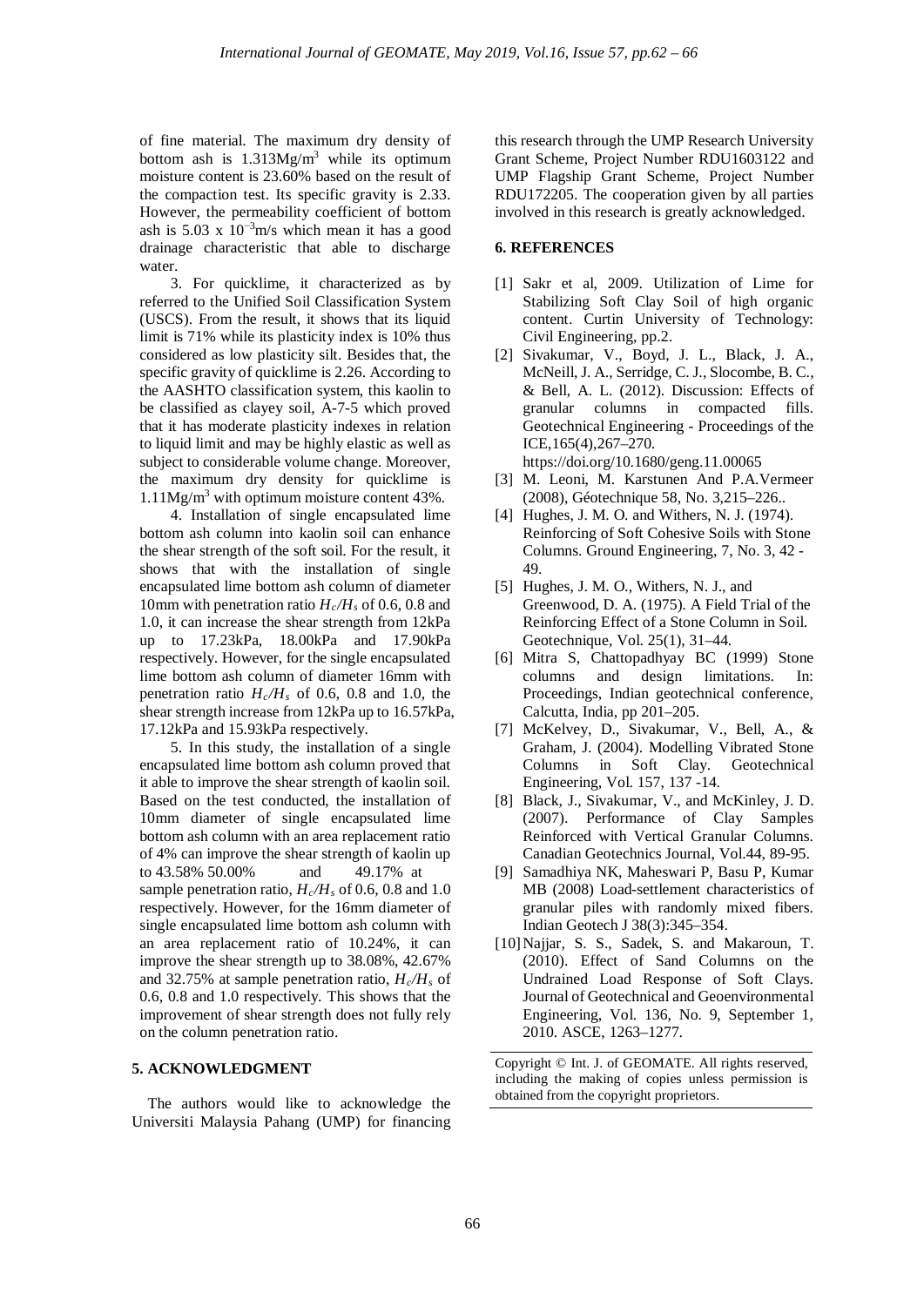of fine material. The maximum dry density of bottom ash is $1.313 Mg/m^3$ while its optimum moisture content is 23.60% based on the result of the compaction test. Its specific gravity is 2.33. However, the permeability coefficient of bottom ash is $5.03 \times 10^{-3}$m/s which mean it has a good drainage characteristic that able to discharge water.

3. For quicklime, it characterized as by referred to the Unified Soil Classification System (USCS). From the result, it shows that its liquid limit is 71% while its plasticity index is 10% thus considered as low plasticity silt. Besides that, the specific gravity of quicklime is 2.26. According to the AASHTO classification system, this kaolin to be classified as clayey soil, A-7-5 which proved that it has moderate plasticity indexes in relation to liquid limit and may be highly elastic as well as subject to considerable volume change. Moreover, the maximum dry density for quicklime is $1.11 Mg/m^3$ with optimum moisture content 43%.

4. Installation of single encapsulated lime bottom ash column into kaolin soil can enhance the shear strength of the soft soil. For the result, it shows that with the installation of single encapsulated lime bottom ash column of diameter 10mm with penetration ratio $H_c/H_s$ of 0.6, 0.8 and 1.0, it can increase the shear strength from 12kPa up to 17.23kPa, 18.00kPa and 17.90kPa respectively. However, for the single encapsulated lime bottom ash column of diameter 16mm with penetration ratio $H_c/H_s$ of 0.6, 0.8 and 1.0, the shear strength increase from 12kPa up to 16.57kPa, 17.12kPa and 15.93kPa respectively.

5. In this study, the installation of a single encapsulated lime bottom ash column proved that it able to improve the shear strength of kaolin soil. Based on the test conducted, the installation of 10mm diameter of single encapsulated lime bottom ash column with an area replacement ratio of 4% can improve the shear strength of kaolin up to 43.58% 50.00% and 49.17% at sample penetration ratio, $H_c/H_s$ of 0.6, 0.8 and 1.0 respectively. However, for the 16mm diameter of single encapsulated lime bottom ash column with an area replacement ratio of 10.24%, it can improve the shear strength up to 38.08%, 42.67% and 32.75% at sample penetration ratio, $H_c/H_s$ of 0.6, 0.8 and 1.0 respectively. This shows that the improvement of shear strength does not fully rely on the column penetration ratio.

## 5. ACKNOWLEDGMENT

The authors would like to acknowledge the Universiti Malaysia Pahang (UMP) for financing this research through the UMP Research University Grant Scheme, Project Number RDU1603122 and UMP Flagship Grant Scheme, Project Number RDU172205. The cooperation given by all parties involved in this research is greatly acknowledged.

## 6. REFERENCES

[1] Sakr et al, 2009. Utilization of Lime for Stabilizing Soft Clay Soil of high organic content. Curtin University of Technology: Civil Engineering, pp.2.

[2] Sivakumar, V., Boyd, J. L., Black, J. A., McNeill, J. A., Serridge, C. J., Slocombe, B. C., & Bell, A. L. (2012). Discussion: Effects of granular columns in compacted fills. Geotechnical Engineering - Proceedings of the ICE,165(4),267–270. https://doi.org/10.1680/geng.11.00065

[3] M. Leoni, M. Karstunen And P.A.Vermeer (2008), Géotechnique 58, No. 3,215–226..

[4] Hughes, J. M. O. and Withers, N. J. (1974). Reinforcing of Soft Cohesive Soils with Stone Columns. Ground Engineering, 7, No. 3, 42 - 49.

[5] Hughes, J. M. O., Withers, N. J., and Greenwood, D. A. (1975). A Field Trial of the Reinforcing Effect of a Stone Column in Soil. Geotechnique, Vol. 25(1), 31–44.

[6] Mitra S, Chattopadhyay BC (1999) Stone columns and design limitations. In: Proceedings, Indian geotechnical conference, Calcutta, India, pp 201–205.

[7] McKelvey, D., Sivakumar, V., Bell, A., & Graham, J. (2004). Modelling Vibrated Stone Columns in Soft Clay. Geotechnical Engineering, Vol. 157, 137 -14.

[8] Black, J., Sivakumar, V., and McKinley, J. D. (2007). Performance of Clay Samples Reinforced with Vertical Granular Columns. Canadian Geotechnics Journal, Vol.44, 89-95.

[9] Samadhiya NK, Maheswari P, Basu P, Kumar MB (2008) Load-settlement characteristics of granular piles with randomly mixed fibers. Indian Geotech J 38(3):345–354.

[10] Najjar, S. S., Sadek, S. and Makaroun, T. (2010). Effect of Sand Columns on the Undrained Load Response of Soft Clays. Journal of Geotechnical and Geoenvironmental Engineering, Vol. 136, No. 9, September 1, 2010. ASCE, 1263–1277.

Copyright © Int. J. of GEOMATE. All rights reserved, including the making of copies unless permission is obtained from the copyright proprietors.